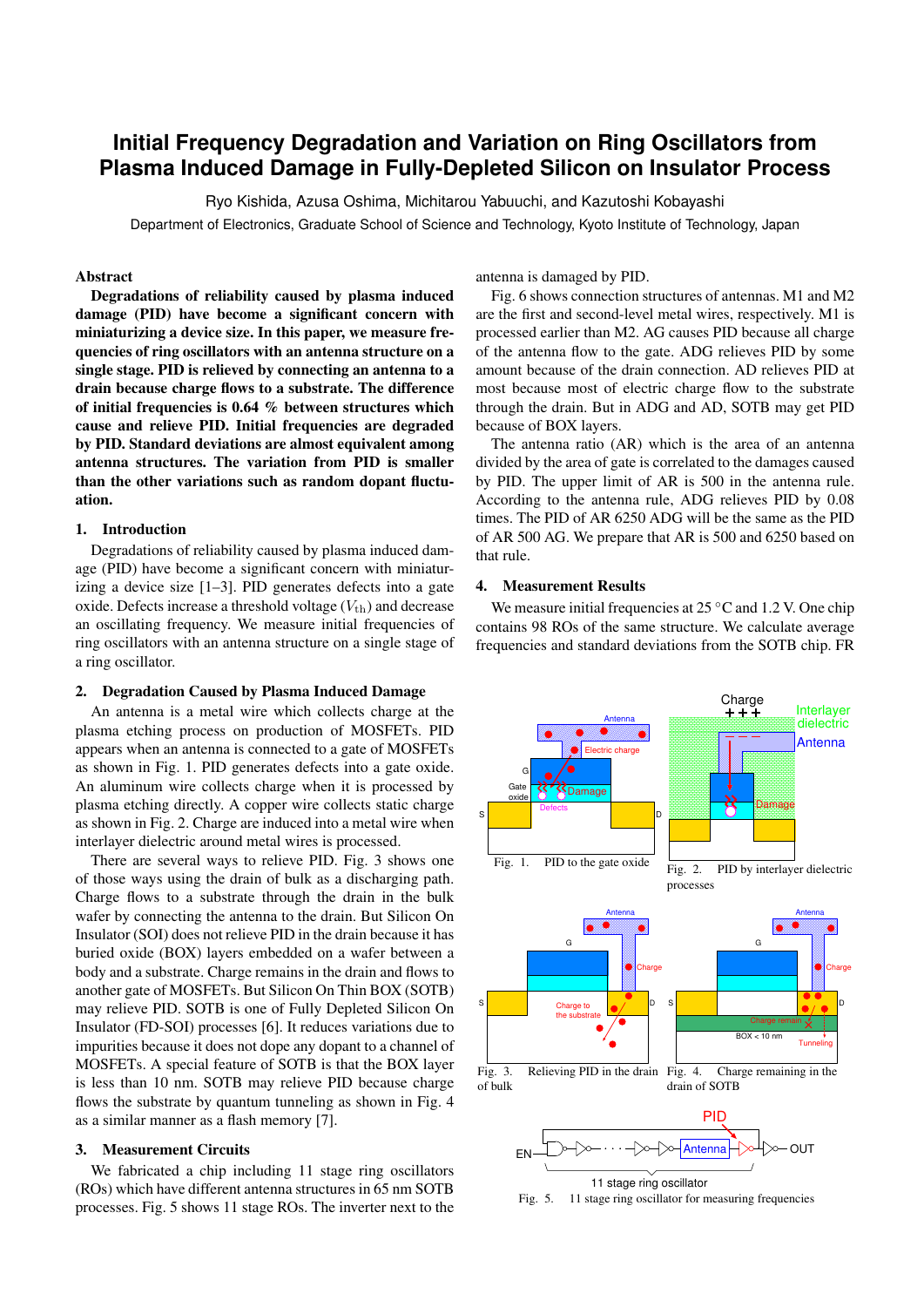# Initial Frequency Degradation and Variation on Ring Oscillators from Plasma Induced Damage in Fully-Depleted Silicon on Insulator Process

Ryo Kishida, Azusa Oshima, Michitarou Yabuuchi, and Kazutoshi Kobayashi

Department of Electronics, Graduate School of Science and Technology, Kyoto Institute of Technology, Japan

## Abstract

**Degradations of reliability caused by plasma induced damage (PID) have become a significant concern with miniaturizing a device size. In this paper, we measure frequencies of ring oscillators with an antenna structure on a single stage. PID is relieved by connecting an antenna to a drain because charge flows to a substrate. The difference of initial frequencies is 0.64 % between structures which cause and relieve PID. Initial frequencies are degraded by PID. Standard deviations are almost equivalent among antenna structures. The variation from PID is smaller than the other variations such as random dopant fluctuation.**

## 1. Introduction

Degradations of reliability caused by plasma induced damage (PID) have become a significant concern with miniaturizing a device size [1–3]. PID generates defects into a gate oxide. Defects increase a threshold voltage ($V_{\rm th}$) and decrease an oscillating frequency. We measure initial frequencies of ring oscillators with an antenna structure on a single stage of a ring oscillator.

## 2. Degradation Caused by Plasma Induced Damage

An antenna is a metal wire which collects charge at the plasma etching process on production of MOSFETs. PID appears when an antenna is connected to a gate of MOSFETs as shown in Fig. 1. PID generates defects into a gate oxide. An aluminum wire collects charge when it is processed by plasma etching directly. A copper wire collects static charge as shown in Fig. 2. Charge are induced into a metal wire when interlayer dielectric around metal wires is processed.

There are several ways to relieve PID. Fig. 3 shows one of those ways using the drain of bulk as a discharging path. Charge flows to a substrate through the drain in the bulk wafer by connecting the antenna to the drain. But Silicon On Insulator (SOI) does not relieve PID in the drain because it has buried oxide (BOX) layers embedded on a wafer between a body and a substrate. Charge remains in the drain and flows to another gate of MOSFETs. But Silicon On Thin BOX (SOTB) may relieve PID. SOTB is one of Fully Depleted Silicon On Insulator (FD-SOI) processes [6]. It reduces variations due to impurities because it does not dope any dopant to a channel of MOSFETs. A special feature of SOTB is that the BOX layer is less than 10 nm. SOTB may relieve PID because charge flows the substrate by quantum tunneling as shown in Fig. 4 as a similar manner as a flash memory [7].

## 3. Measurement Circuits

We fabricated a chip including 11 stage ring oscillators (ROs) which have different antenna structures in 65 nm SOTB processes. Fig. 5 shows 11 stage ROs. The inverter next to the antenna is damaged by PID.

Fig. 6 shows connection structures of antennas. M1 and M2 are the first and second-level metal wires, respectively. M1 is processed earlier than M2. AG causes PID because all charge of the antenna flow to the gate. ADG relieves PID by some amount because of the drain connection. AD relieves PID at most because most of electric charge flow to the substrate through the drain. But in ADG and AD, SOTB may get PID because of BOX layers.

The antenna ratio (AR) which is the area of an antenna divided by the area of gate is correlated to the damages caused by PID. The upper limit of AR is 500 in the antenna rule. According to the antenna rule, ADG relieves PID by 0.08 times. The PID of AR 6250 ADG will be the same as the PID of AR 500 AG. We prepare that AR is 500 and 6250 based on that rule.

## 4. Measurement Results

We measure initial frequencies at 25 °C and 1.2 V. One chip contains 98 ROs of the same structure. We calculate average frequencies and standard deviations from the SOTB chip. FR

Fig. 1. PID to the gate oxide

Fig. 2. PID by interlayer dielectric processes

Fig. 3. Relieving PID in the drain of bulk

Fig. 4. Charge remaining in the drain of SOTB

Fig. 5. 11 stage ring oscillator for measuring frequencies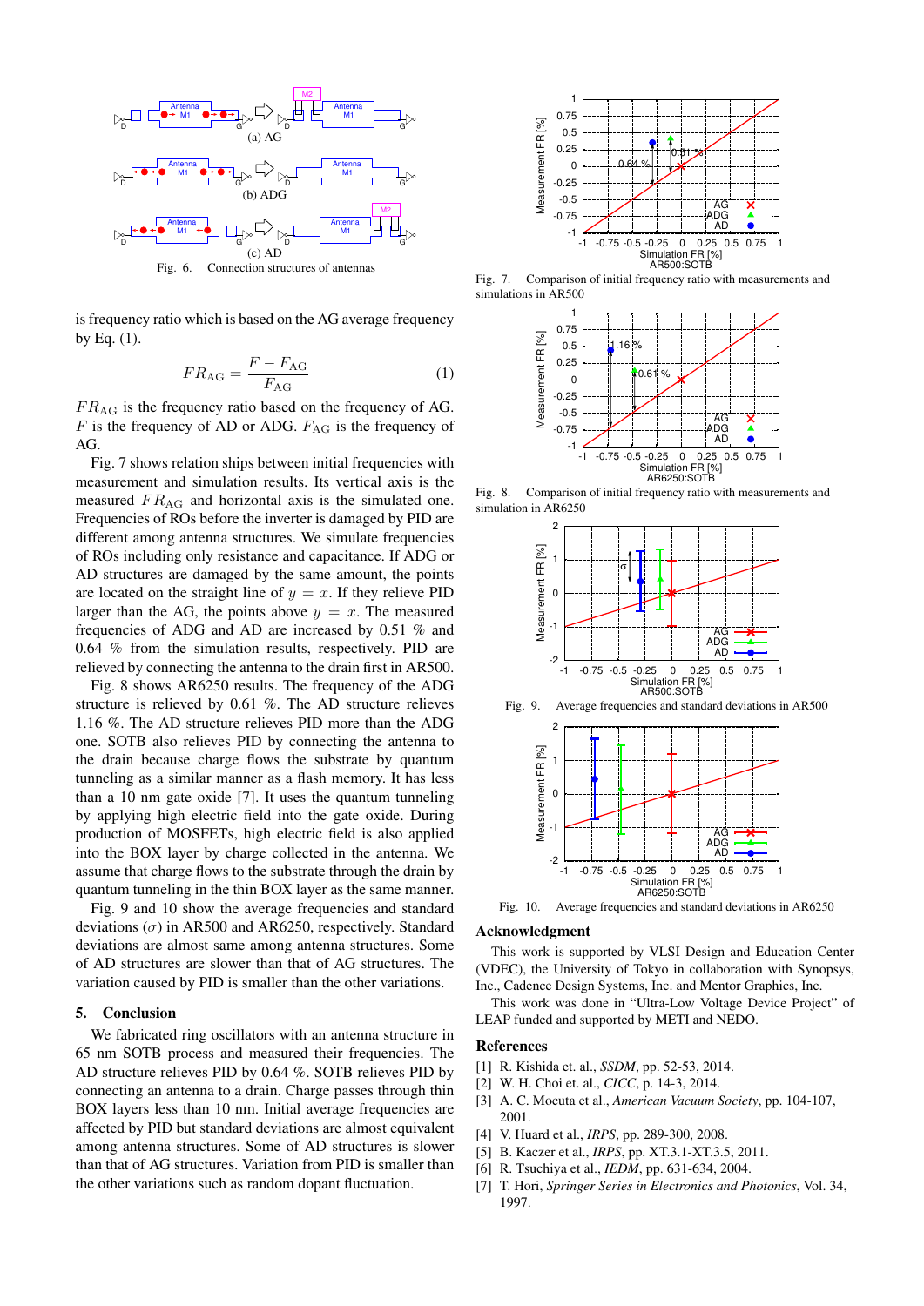(a) AG

(b) ADG

(c) AD

Fig. 6. Connection structures of antennas

is frequency ratio which is based on the AG average frequency by Eq. (1).

$$FR_{\mathrm{AG}} = \frac{F - F_{\mathrm{AG}}}{F_{\mathrm{AG}}} \quad (1)$$

$FR_{\mathrm{AG}}$ is the frequency ratio based on the frequency of AG. $F$ is the frequency of AD or ADG. $F_{\mathrm{AG}}$ is the frequency of AG.

Fig. 7 shows relation ships between initial frequencies with measurement and simulation results. Its vertical axis is the measured $FR_{\mathrm{AG}}$ and horizontal axis is the simulated one. Frequencies of ROs before the inverter is damaged by PID are different among antenna structures. We simulate frequencies of ROs including only resistance and capacitance. If ADG or AD structures are damaged by the same amount, the points are located on the straight line of $y = x$. If they relieve PID larger than the AG, the points above $y = x$. The measured frequencies of ADG and AD are increased by 0.51 % and 0.64 % from the simulation results, respectively. PID are relieved by connecting the antenna to the drain first in AR500.

Fig. 8 shows AR6250 results. The frequency of the ADG structure is relieved by 0.61 %. The AD structure relieves 1.16 %. The AD structure relieves PID more than the ADG one. SOTB also relieves PID by connecting the antenna to the drain because charge flows the substrate by quantum tunneling as a similar manner as a flash memory. It has less than a 10 nm gate oxide [7]. It uses the quantum tunneling by applying high electric field into the gate oxide. During production of MOSFETs, high electric field is also applied into the BOX layer by charge collected in the antenna. We assume that charge flows to the substrate through the drain by quantum tunneling in the thin BOX layer as the same manner.

Fig. 9 and 10 show the average frequencies and standard deviations ($\sigma$) in AR500 and AR6250, respectively. Standard deviations are almost same among antenna structures. Some of AD structures are slower than that of AG structures. The variation caused by PID is smaller than the other variations.

## 5. Conclusion

We fabricated ring oscillators with an antenna structure in 65 nm SOTB process and measured their frequencies. The AD structure relieves PID by 0.64 %. SOTB relieves PID by connecting an antenna to a drain. Charge passes through thin BOX layers less than 10 nm. Initial average frequencies are affected by PID but standard deviations are almost equivalent among antenna structures. Some of AD structures is slower than the AG structures. Variation from PID is smaller than the other variations such as random dopant fluctuation.

Measurement FR [%]
Simulation FR [%]
AR500:SOTB
0.64 %
0.51 %
AG
ADG
AD

Fig. 7. Comparison of initial frequency ratio with measurements and simulations in AR500

Measurement FR [%]
Simulation FR [%]
AR6250:SOTB
1.16 %
0.61 %
AG
ADG
AD

Fig. 8. Comparison of initial frequency ratio with measurements and simulation in AR6250

Measurement FR [%]
Simulation FR [%]
AR500:SOTB
σ
AG
ADG
AD

Fig. 9. Average frequencies and standard deviations in AR500

Measurement FR [%]
Simulation FR [%]
AR6250:SOTB
AG
ADG
AD

Fig. 10. Average frequencies and standard deviations in AR6250

## Acknowledgment

This work is supported by VLSI Design and Education Center (VDEC), the University of Tokyo in collaboration with Synopsys, Inc., Cadence Design Systems, Inc. and Mentor Graphics, Inc.

This work was done in "Ultra-Low Voltage Device Project" of LEAP funded and supported by METI and NEDO.

## References

[1] R. Kishida et. al., *SSDM*, pp. 52-53, 2014.
[2] W. H. Choi et. al., *CICC*, p. 14-3, 2014.
[3] A. C. Mocuta et al., *American Vacuum Society*, pp. 104-107, 2001.
[4] V. Huard et al., *IRPS*, pp. 289-300, 2008.
[5] B. Kaczer et al., *IRPS*, pp. XT.3.1-XT.3.5, 2011.
[6] R. Tsuchiya et al., *IEDM*, pp. 631-634, 2004.
[7] T. Hori, *Springer Series in Electronics and Photonics*, Vol. 34, 1997.